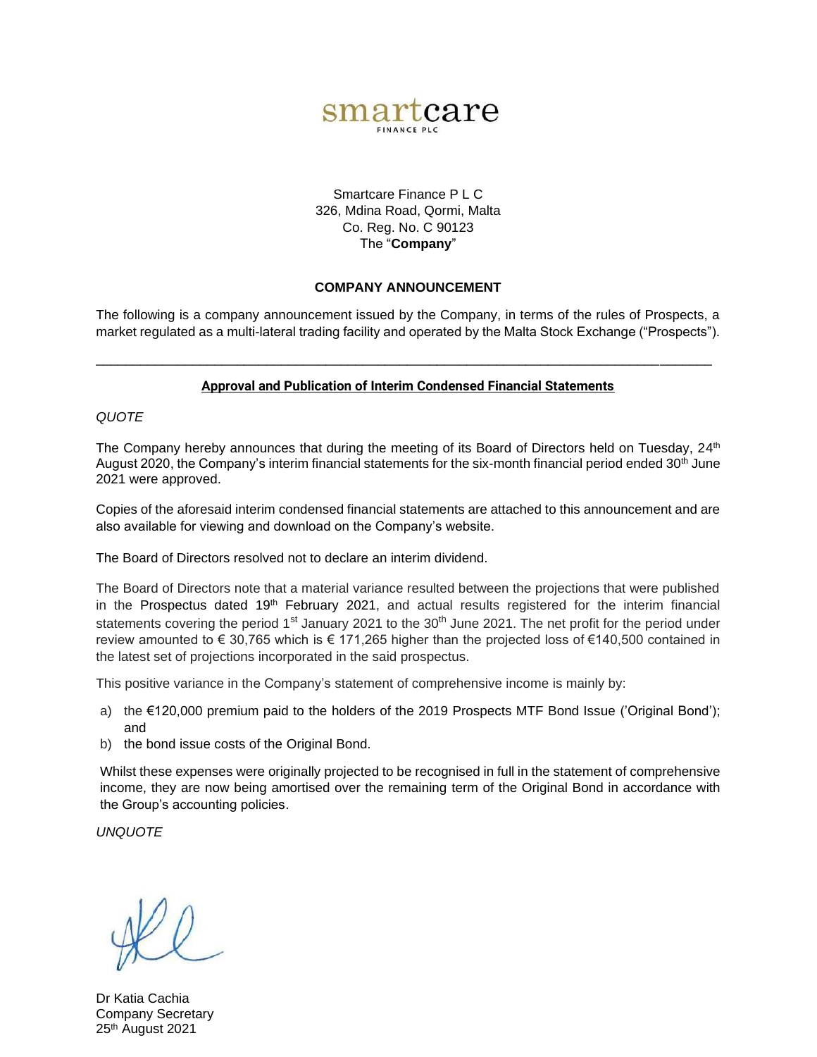smartcare
FINANCE PLC

Smartcare Finance P L C
326, Mdina Road, Qormi, Malta
Co. Reg. No. C 90123
The "**Company**"

**COMPANY ANNOUNCEMENT**

The following is a company announcement issued by the Company, in terms of the rules of Prospects, a market regulated as a multi-lateral trading facility and operated by the Malta Stock Exchange ("Prospects").

---

**Approval and Publication of Interim Condensed Financial Statements**

*QUOTE*

The Company hereby announces that during the meeting of its Board of Directors held on Tuesday, 24th August 2020, the Company's interim financial statements for the six-month financial period ended 30th June 2021 were approved.

Copies of the aforesaid interim condensed financial statements are attached to this announcement and are also available for viewing and download on the Company's website.

The Board of Directors resolved not to declare an interim dividend.

The Board of Directors note that a material variance resulted between the projections that were published in the Prospectus dated 19th February 2021, and actual results registered for the interim financial statements covering the period 1st January 2021 to the 30th June 2021. The net profit for the period under review amounted to € 30,765 which is € 171,265 higher than the projected loss of €140,500 contained in the latest set of projections incorporated in the said prospectus.

This positive variance in the Company's statement of comprehensive income is mainly by:

a) the €120,000 premium paid to the holders of the 2019 Prospects MTF Bond Issue ('Original Bond'); and
b) the bond issue costs of the Original Bond.

Whilst these expenses were originally projected to be recognised in full in the statement of comprehensive income, they are now being amortised over the remaining term of the Original Bond in accordance with the Group's accounting policies.

*UNQUOTE*

Dr Katia Cachia
Company Secretary
25th August 2021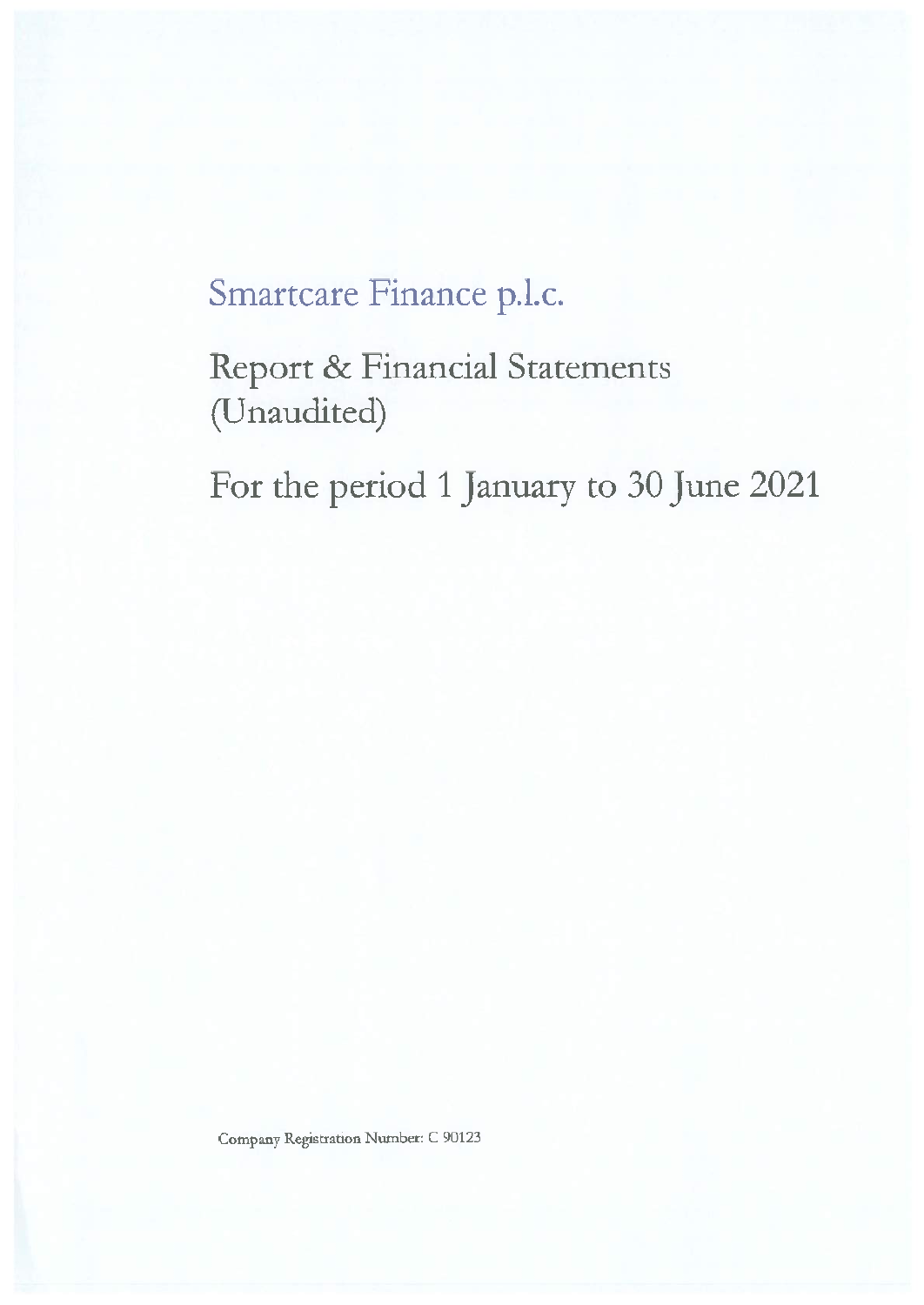# Smartcare Finance p.l.c.

## Report & Financial Statements (Unaudited)

## For the period 1 January to 30 June 2021

Company Registration Number: C 90123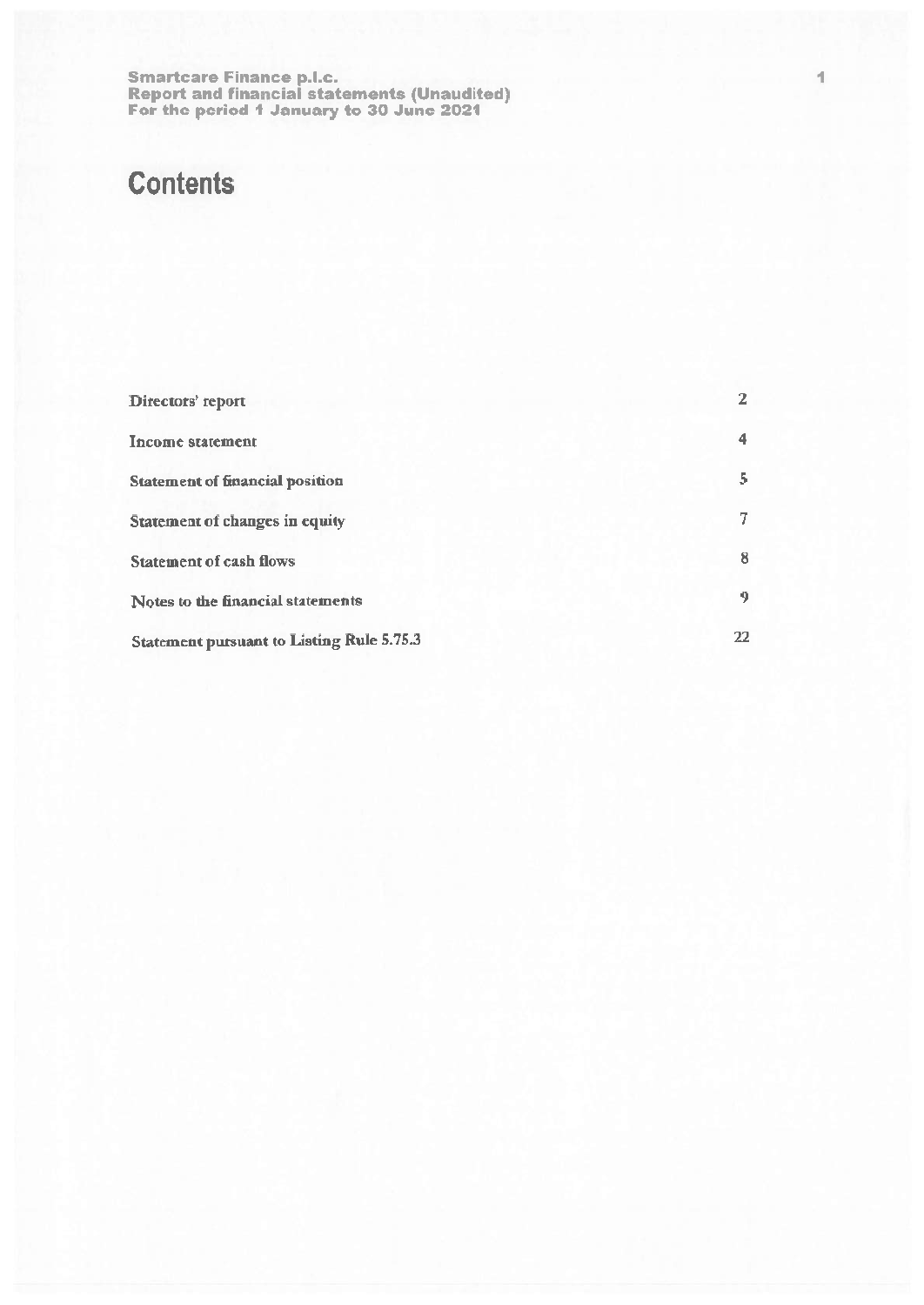# Contents

| | |
|---|---|
| Directors' report | 2 |
| Income statement | 4 |
| Statement of financial position | 5 |
| Statement of changes in equity | 7 |
| Statement of cash flows | 8 |
| Notes to the financial statements | 9 |
| Statement pursuant to Listing Rule 5.75.3 | 22 |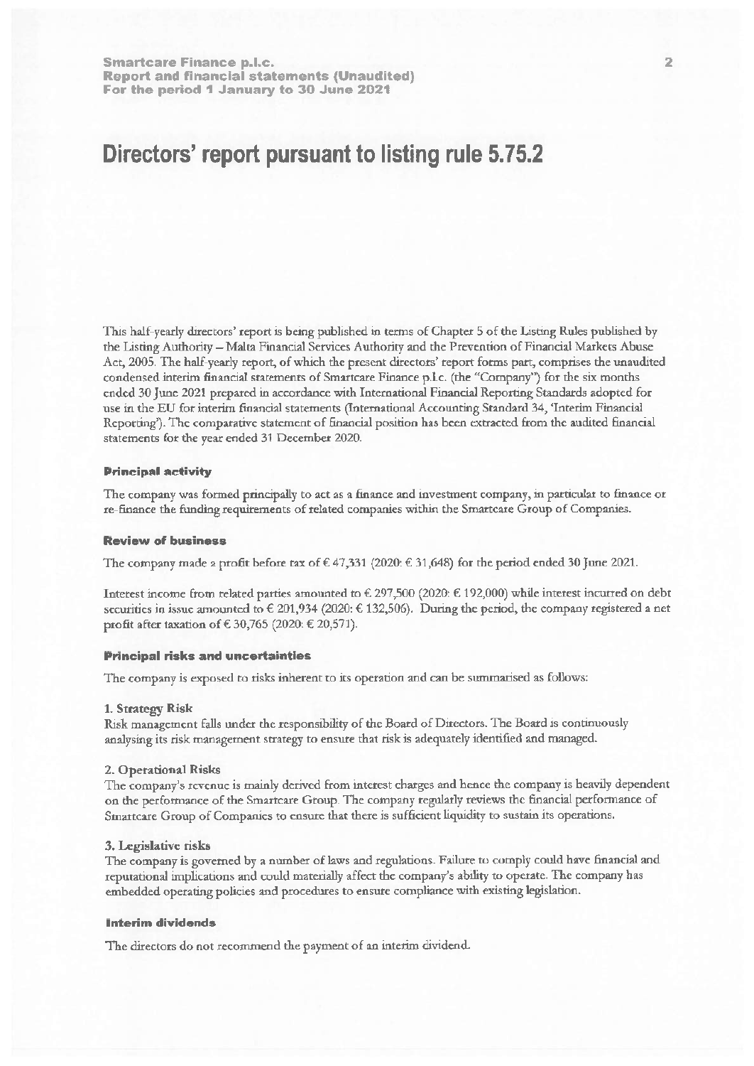# Directors' report pursuant to listing rule 5.75.2

This half-yearly directors' report is being published in terms of Chapter 5 of the Listing Rules published by the Listing Authority – Malta Financial Services Authority and the Prevention of Financial Markets Abuse Act, 2005. The half-yearly report, of which the present directors' report forms part, comprises the unaudited condensed interim financial statements of Smartcare Finance p.l.c. (the "Company") for the six months ended 30 June 2021 prepared in accordance with International Financial Reporting Standards adopted for use in the EU for interim financial statements (International Accounting Standard 34, 'Interim Financial Reporting'). The comparative statement of financial position has been extracted from the audited financial statements for the year ended 31 December 2020.

#### Principal activity

The company was formed principally to act as a finance and investment company, in particular to finance or re-finance the funding requirements of related companies within the Smartcare Group of Companies.

#### Review of business

The company made a profit before tax of € 47,331 (2020: € 31,648) for the period ended 30 June 2021.

Interest income from related parties amounted to € 297,500 (2020: € 192,000) while interest incurred on debt securities in issue amounted to € 201,934 (2020: € 132,506). During the period, the company registered a net profit after taxation of € 30,765 (2020: € 20,571).

#### Principal risks and uncertainties

The company is exposed to risks inherent to its operation and can be summarised as follows:

**1. Strategy Risk**
Risk management falls under the responsibility of the Board of Directors. The Board is continuously analysing its risk management strategy to ensure that risk is adequately identified and managed.

**2. Operational Risks**
The company's revenue is mainly derived from interest charges and hence the company is heavily dependent on the performance of the Smartcare Group. The company regularly reviews the financial performance of Smartcare Group of Companies to ensure that there is sufficient liquidity to sustain its operations.

**3. Legislative risks**
The company is governed by a number of laws and regulations. Failure to comply could have financial and reputational implications and could materially affect the company's ability to operate. The company has embedded operating policies and procedures to ensure compliance with existing legislation.

#### Interim dividends

The directors do not recommend the payment of an interim dividend.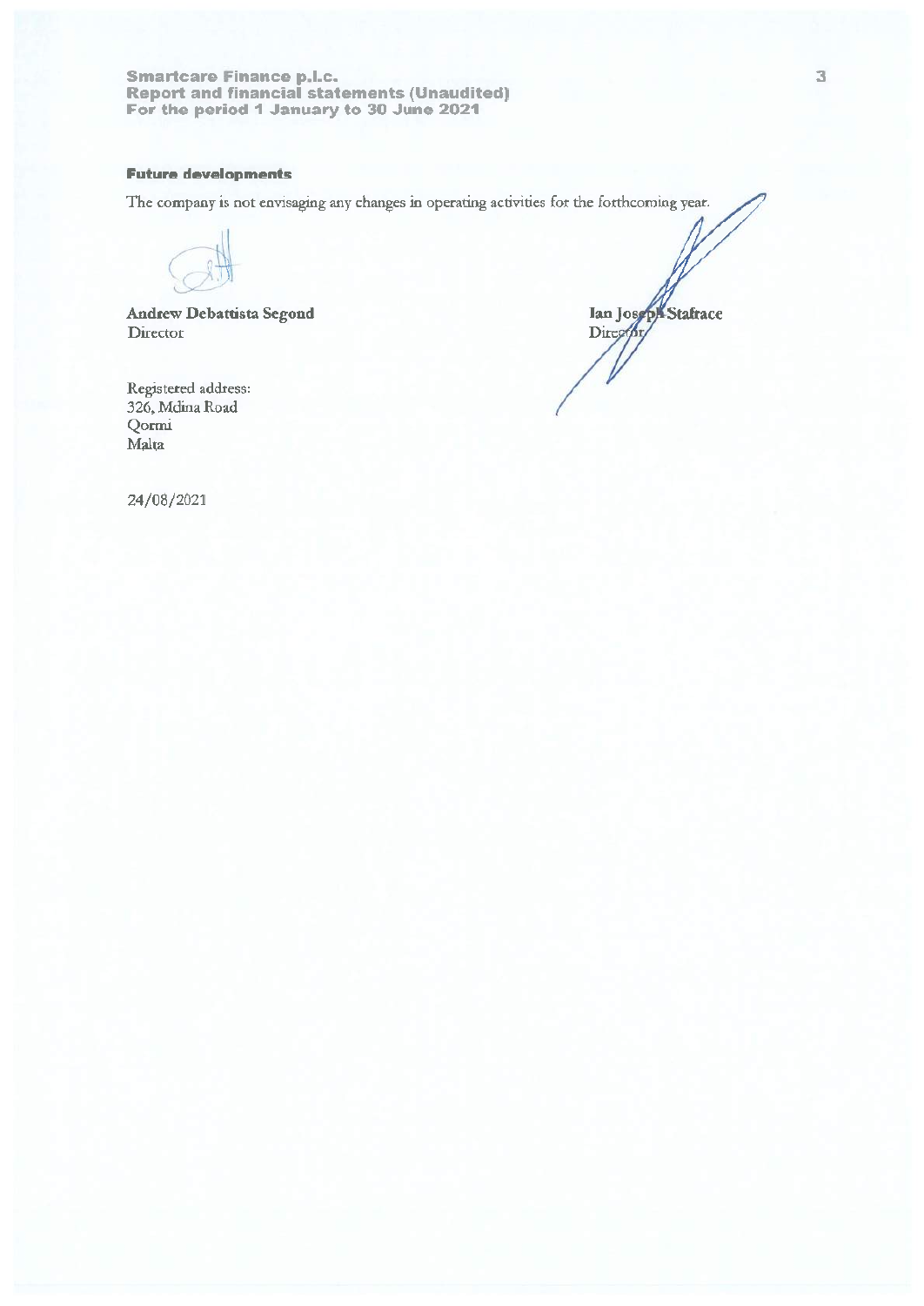### Future developments

The company is not envisaging any changes in operating activities for the forthcoming year.

**Andrew Debattista Segond**
Director

**Ian Joseph Stafrace**
Director

Registered address:
326, Mdina Road
Qormi
Malta

24/08/2021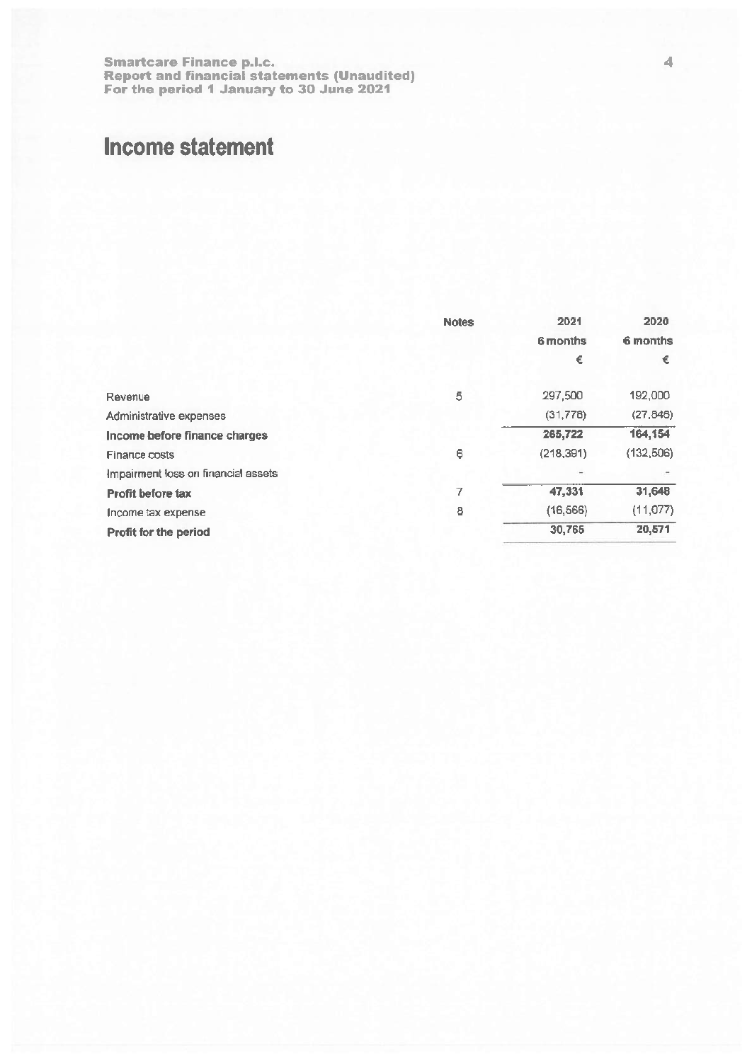# Income statement

| | Notes | 2021 6 months € | 2020 6 months € |
|---|---|---|---|
| Revenue | 5 | 297,500 | 192,000 |
| Administrative expenses | | (31,778) | (27,846) |
| **Income before finance charges** | | **265,722** | **164,154** |
| Finance costs | 6 | (218,391) | (132,506) |
| Impairment loss on financial assets | | - | - |
| **Profit before tax** | 7 | **47,331** | **31,648** |
| Income tax expense | 8 | (16,566) | (11,077) |
| **Profit for the period** | | **30,765** | **20,571** |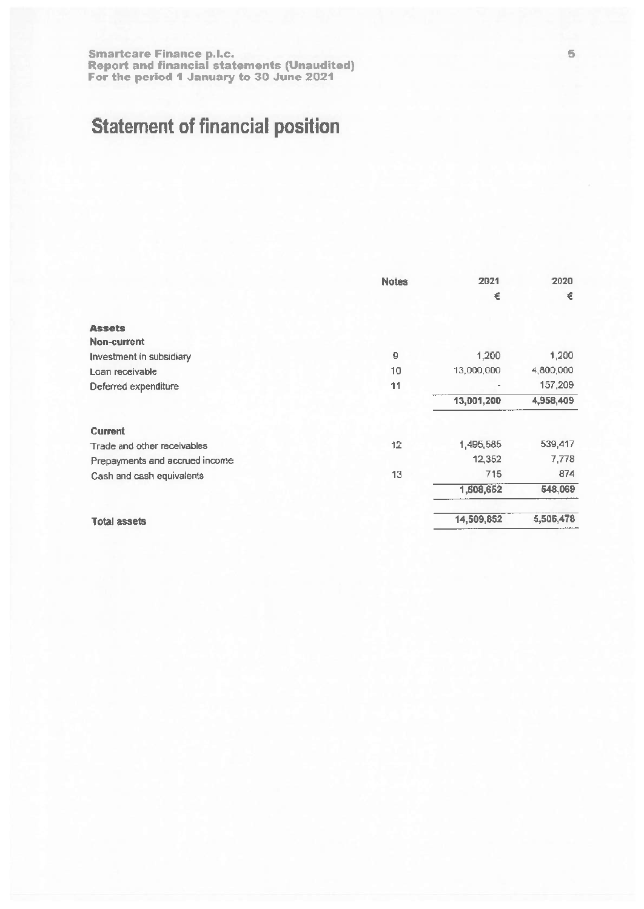Smartcare Finance p.l.c.
Report and financial statements (Unaudited)
For the period 1 January to 30 June 2021

# Statement of financial position

| | Notes | 2021 | 2020 |
|---|---|---|---|
| | | € | € |
| **Assets** | | | |
| **Non-current** | | | |
| Investment in subsidiary | 9 | 1,200 | 1,200 |
| Loan receivable | 10 | 13,000,000 | 4,800,000 |
| Deferred expenditure | 11 | - | 157,209 |
| | | 13,001,200 | 4,958,409 |
| **Current** | | | |
| Trade and other receivables | 12 | 1,495,585 | 539,417 |
| Prepayments and accrued income | | 12,352 | 7,778 |
| Cash and cash equivalents | 13 | 715 | 874 |
| | | 1,508,652 | 548,069 |
| **Total assets** | | 14,509,852 | 5,506,478 |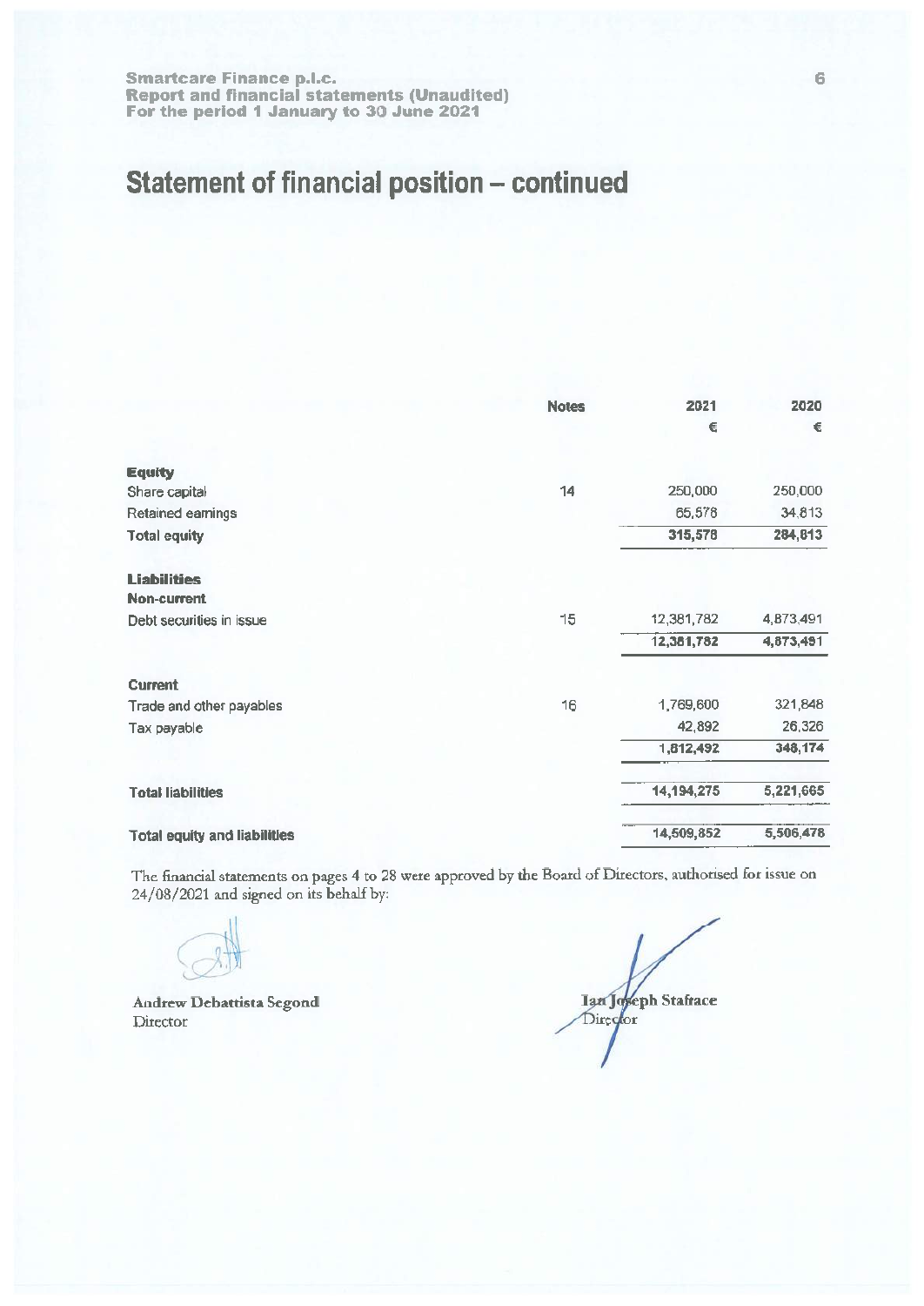# Statement of financial position – continued

| | Notes | 2021 | 2020 |
|---|---|---|---|
| | | € | € |
| **Equity** | | | |
| Share capital | 14 | 250,000 | 250,000 |
| Retained earnings | | 65,578 | 34,813 |
| **Total equity** | | **315,578** | **284,813** |
| **Liabilities** | | | |
| **Non-current** | | | |
| Debt securities in issue | 15 | 12,381,782 | 4,873,491 |
| | | 12,381,782 | 4,873,491 |
| **Current** | | | |
| Trade and other payables | 16 | 1,769,600 | 321,848 |
| Tax payable | | 42,892 | 26,326 |
| | | 1,812,492 | 348,174 |
| **Total liabilities** | | **14,194,275** | **5,221,665** |
| **Total equity and liabilities** | | **14,509,852** | **5,506,478** |

The financial statements on pages 4 to 28 were approved by the Board of Directors, authorised for issue on 24/08/2021 and signed on its behalf by:

Andrew Debattista Segond
Director

Ian Joseph Stafrace
Director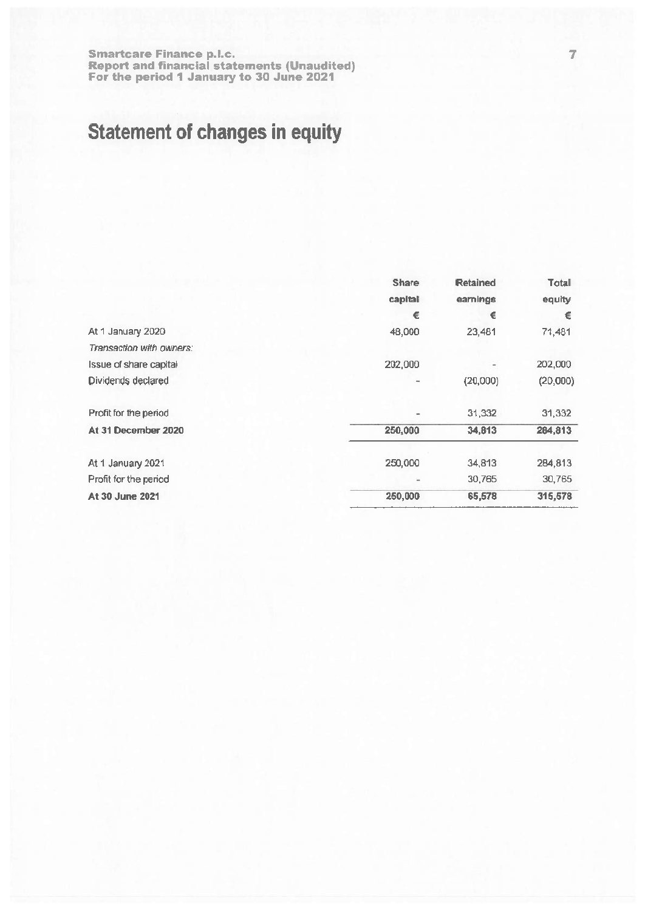# Statement of changes in equity

| | Share capital | Retained earnings | Total equity |
|---|---|---|---|
| | € | € | € |
| At 1 January 2020 | 48,000 | 23,481 | 71,481 |
| *Transaction with owners:* | | | |
| Issue of share capital | 202,000 | - | 202,000 |
| Dividends declared | - | (20,000) | (20,000) |
| Profit for the period | - | 31,332 | 31,332 |
| **At 31 December 2020** | **250,000** | **34,813** | **284,813** |
| At 1 January 2021 | 250,000 | 34,813 | 284,813 |
| Profit for the period | - | 30,765 | 30,765 |
| **At 30 June 2021** | **250,000** | **65,578** | **315,578** |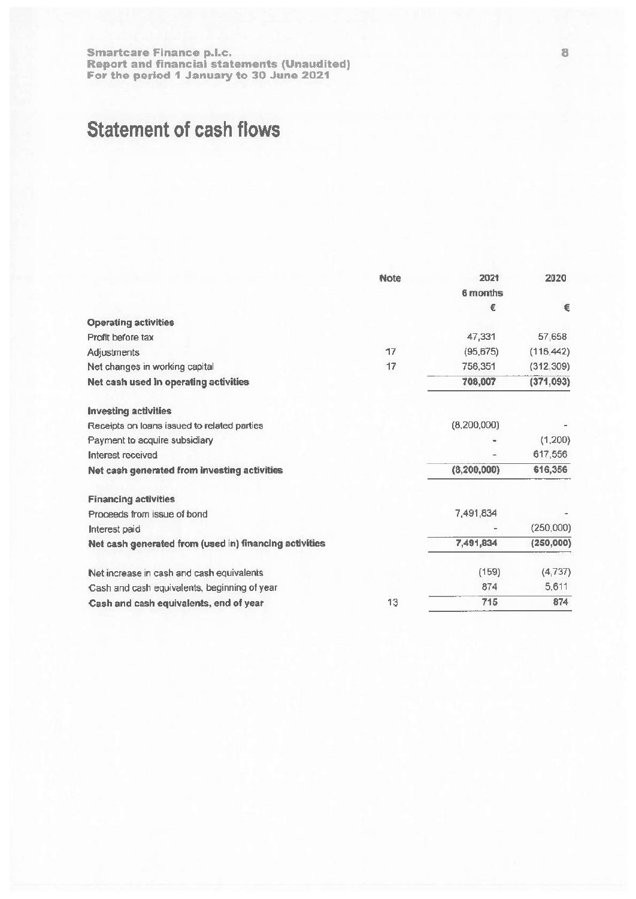# Statement of cash flows

| | Note | 2021 6 months € | 2020 € |
|---|---|---|---|
| **Operating activities** | | | |
| Profit before tax | | 47,331 | 57,658 |
| Adjustments | 17 | (95,675) | (116,442) |
| Net changes in working capital | 17 | 756,351 | (312,309) |
| **Net cash used in operating activities** | | **708,007** | **(371,093)** |
| **Investing activities** | | | |
| Receipts on loans issued to related parties | | (8,200,000) | - |
| Payment to acquire subsidiary | | - | (1,200) |
| Interest received | | - | 617,556 |
| **Net cash generated from investing activities** | | **(8,200,000)** | **616,356** |
| **Financing activities** | | | |
| Proceeds from issue of bond | | 7,491,834 | - |
| Interest paid | | - | (250,000) |
| **Net cash generated from (used in) financing activities** | | **7,491,834** | **(250,000)** |
| Net increase in cash and cash equivalents | | (159) | (4,737) |
| Cash and cash equivalents, beginning of year | | 874 | 5,611 |
| **Cash and cash equivalents, end of year** | 13 | **715** | **874** |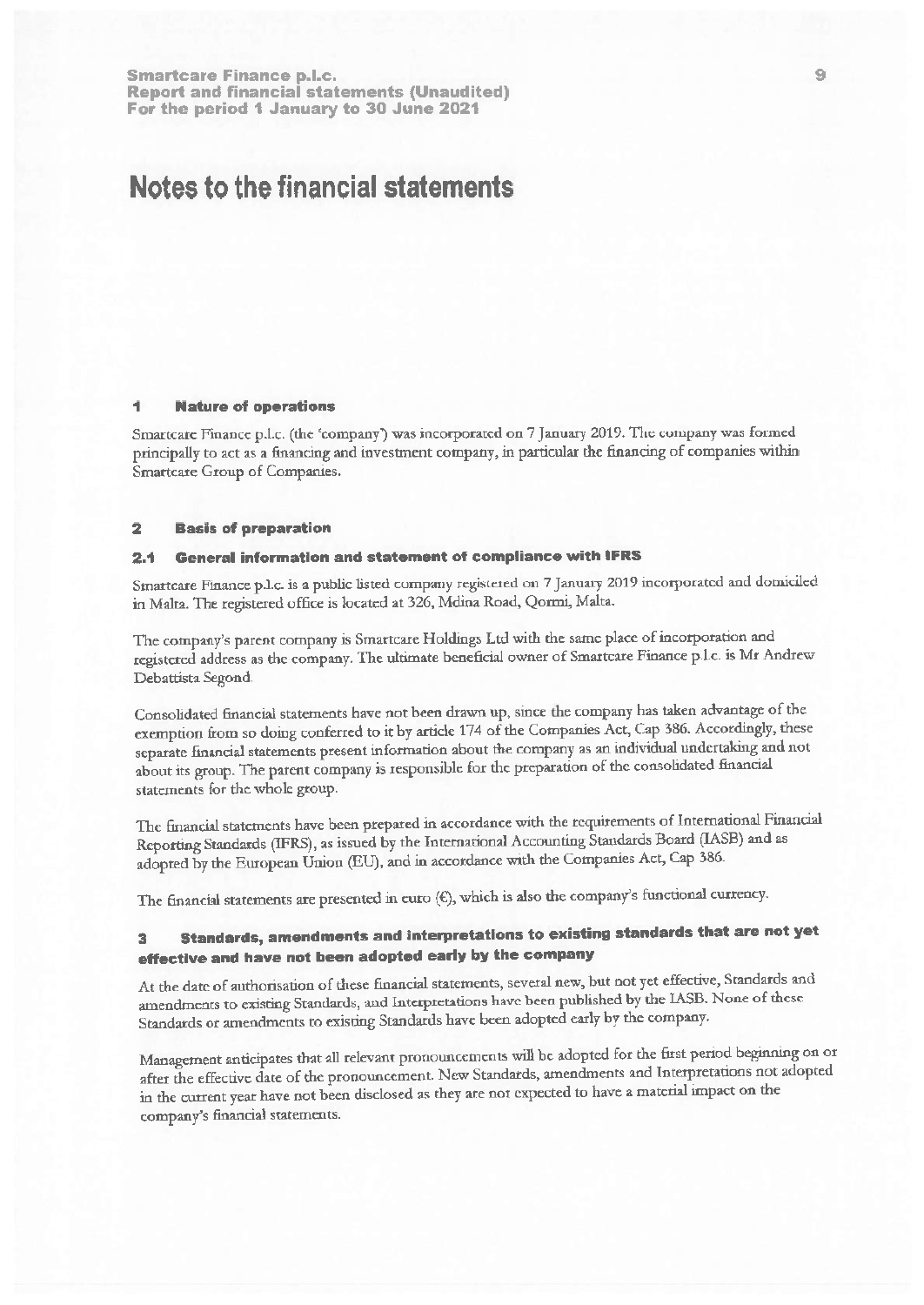# Notes to the financial statements

## 1 Nature of operations

Smartcare Finance p.l.c. (the 'company') was incorporated on 7 January 2019. The company was formed principally to act as a financing and investment company, in particular the financing of companies within Smartcare Group of Companies.

## 2 Basis of preparation

### 2.1 General information and statement of compliance with IFRS

Smartcare Finance p.l.c. is a public listed company registered on 7 January 2019 incorporated and domiciled in Malta. The registered office is located at 326, Mdina Road, Qormi, Malta.

The company's parent company is Smartcare Holdings Ltd with the same place of incorporation and registered address as the company. The ultimate beneficial owner of Smartcare Finance p.l.c. is Mr Andrew Debattista Segond.

Consolidated financial statements have not been drawn up, since the company has taken advantage of the exemption from so doing conferred to it by article 174 of the Companies Act, Cap 386. Accordingly, these separate financial statements present information about the company as an individual undertaking and not about its group. The parent company is responsible for the preparation of the consolidated financial statements for the whole group.

The financial statements have been prepared in accordance with the requirements of International Financial Reporting Standards (IFRS), as issued by the International Accounting Standards Board (IASB) and as adopted by the European Union (EU), and in accordance with the Companies Act, Cap 386.

The financial statements are presented in euro (€), which is also the company's functional currency.

## 3 Standards, amendments and interpretations to existing standards that are not yet effective and have not been adopted early by the company

At the date of authorisation of these financial statements, several new, but not yet effective, Standards and amendments to existing Standards, and Interpretations have been published by the IASB. None of these Standards or amendments to existing Standards have been adopted early by the company.

Management anticipates that all relevant pronouncements will be adopted for the first period beginning on or after the effective date of the pronouncement. New Standards, amendments and Interpretations not adopted in the current year have not been disclosed as they are not expected to have a material impact on the company's financial statements.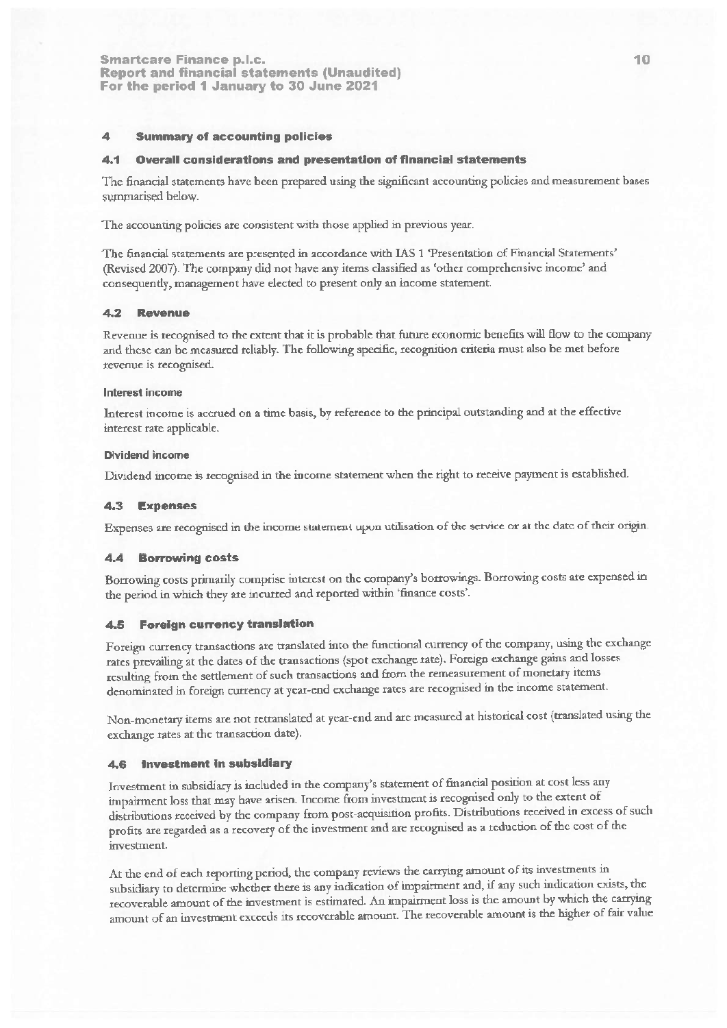## 4 Summary of accounting policies

### 4.1 Overall considerations and presentation of financial statements

The financial statements have been prepared using the significant accounting policies and measurement bases summarised below.

The accounting policies are consistent with those applied in previous year.

The financial statements are presented in accordance with IAS 1 'Presentation of Financial Statements' (Revised 2007). The company did not have any items classified as 'other comprehensive income' and consequently, management have elected to present only an income statement.

### 4.2 Revenue

Revenue is recognised to the extent that it is probable that future economic benefits will flow to the company and these can be measured reliably. The following specific, recognition criteria must also be met before revenue is recognised.

#### Interest income

Interest income is accrued on a time basis, by reference to the principal outstanding and at the effective interest rate applicable.

#### Dividend income

Dividend income is recognised in the income statement when the right to receive payment is established.

### 4.3 Expenses

Expenses are recognised in the income statement upon utilisation of the service or at the date of their origin.

### 4.4 Borrowing costs

Borrowing costs primarily comprise interest on the company's borrowings. Borrowing costs are expensed in the period in which they are incurred and reported within 'finance costs'.

### 4.5 Foreign currency translation

Foreign currency transactions are translated into the functional currency of the company, using the exchange rates prevailing at the dates of the transactions (spot exchange rate). Foreign exchange gains and losses resulting from the settlement of such transactions and from the remeasurement of monetary items denominated in foreign currency at year-end exchange rates are recognised in the income statement.

Non-monetary items are not retranslated at year-end and are measured at historical cost (translated using the exchange rates at the transaction date).

### 4.6 Investment in subsidiary

Investment in subsidiary is included in the company's statement of financial position at cost less any impairment loss that may have arisen. Income from investment is recognised only to the extent of distributions received by the company from post-acquisition profits. Distributions received in excess of such profits are regarded as a recovery of the investment and are recognised as a reduction of the cost of the investment.

At the end of each reporting period, the company reviews the carrying amount of its investments in subsidiary to determine whether there is any indication of impairment and, if any such indication exists, the recoverable amount of the investment is estimated. An impairment loss is the amount by which the carrying amount of an investment exceeds its recoverable amount. The recoverable amount is the higher of fair value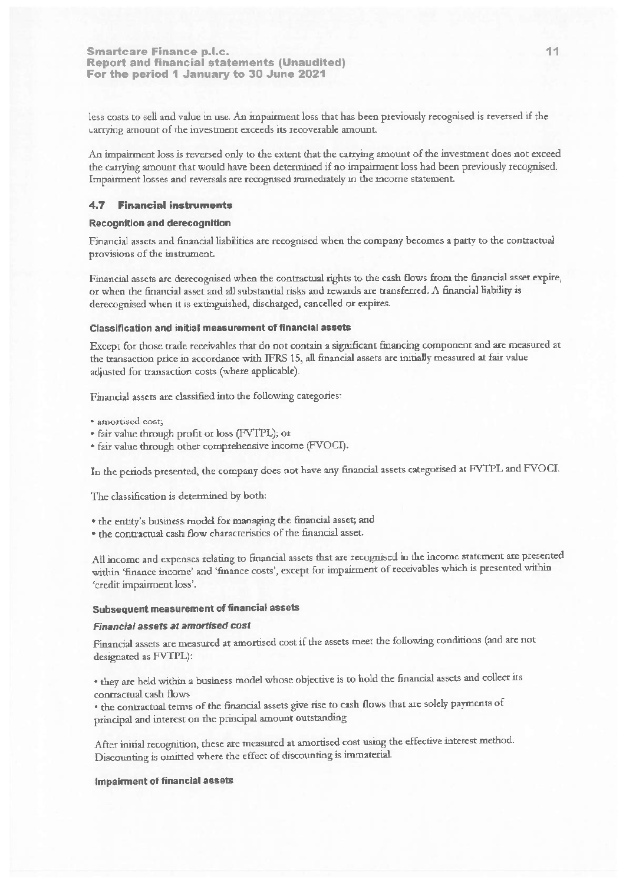less costs to sell and value in use. An impairment loss that has been previously recognised is reversed if the carrying amount of the investment exceeds its recoverable amount.

An impairment loss is reversed only to the extent that the carrying amount of the investment does not exceed the carrying amount that would have been determined if no impairment loss had been previously recognised. Impairment losses and reversals are recognised immediately in the income statement.

### 4.7 Financial instruments

#### Recognition and derecognition

Financial assets and financial liabilities are recognised when the company becomes a party to the contractual provisions of the instrument.

Financial assets are derecognised when the contractual rights to the cash flows from the financial asset expire, or when the financial asset and all substantial risks and rewards are transferred. A financial liability is derecognised when it is extinguished, discharged, cancelled or expires.

#### Classification and initial measurement of financial assets

Except for those trade receivables that do not contain a significant financing component and are measured at the transaction price in accordance with IFRS 15, all financial assets are initially measured at fair value adjusted for transaction costs (where applicable).

Financial assets are classified into the following categories:

- amortised cost;
- fair value through profit or loss (FVTPL); or
- fair value through other comprehensive income (FVOCI).

In the periods presented, the company does not have any financial assets categorised at FVTPL and FVOCI.

The classification is determined by both:

- the entity's business model for managing the financial asset; and
- the contractual cash flow characteristics of the financial asset.

All income and expenses relating to financial assets that are recognised in the income statement are presented within 'finance income' and 'finance costs', except for impairment of receivables which is presented within 'credit impairment loss'.

#### Subsequent measurement of financial assets

***Financial assets at amortised cost***

Financial assets are measured at amortised cost if the assets meet the following conditions (and are not designated as FVTPL):

- they are held within a business model whose objective is to hold the financial assets and collect its contractual cash flows
- the contractual terms of the financial assets give rise to cash flows that are solely payments of principal and interest on the principal amount outstanding

After initial recognition, these are measured at amortised cost using the effective interest method. Discounting is omitted where the effect of discounting is immaterial.

#### Impairment of financial assets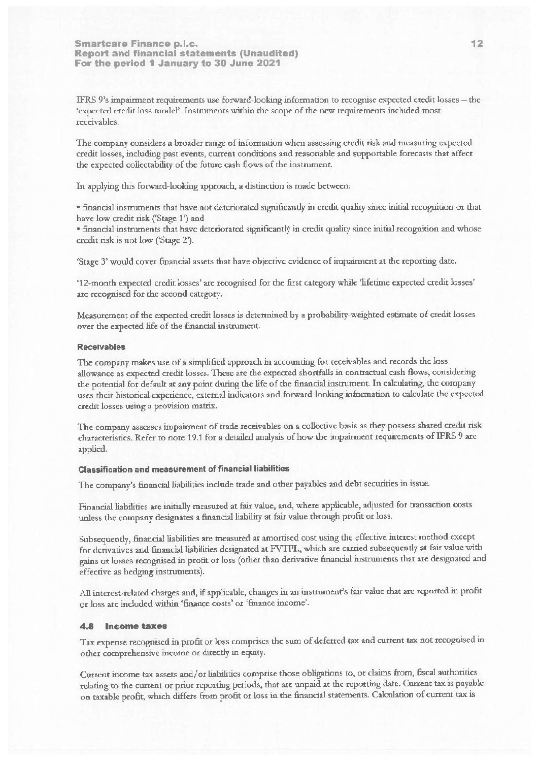IFRS 9's impairment requirements use forward-looking information to recognise expected credit losses – the 'expected credit loss model'. Instruments within the scope of the new requirements included most receivables.

The company considers a broader range of information when assessing credit risk and measuring expected credit losses, including past events, current conditions and reasonable and supportable forecasts that affect the expected collectability of the future cash flows of the instrument.

In applying this forward-looking approach, a distinction is made between:

• financial instruments that have not deteriorated significantly in credit quality since initial recognition or that have low credit risk ('Stage 1') and
• financial instruments that have deteriorated significantly in credit quality since initial recognition and whose credit risk is not low ('Stage 2').

'Stage 3' would cover financial assets that have objective evidence of impairment at the reporting date.

'12-month expected credit losses' are recognised for the first category while 'lifetime expected credit losses' are recognised for the second category.

Measurement of the expected credit losses is determined by a probability-weighted estimate of credit losses over the expected life of the financial instrument.

#### Receivables

The company makes use of a simplified approach in accounting for receivables and records the loss allowance as expected credit losses. These are the expected shortfalls in contractual cash flows, considering the potential for default at any point during the life of the financial instrument. In calculating, the company uses their historical experience, external indicators and forward-looking information to calculate the expected credit losses using a provision matrix.

The company assesses impairment of trade receivables on a collective basis as they possess shared credit risk characteristics. Refer to note 19.1 for a detailed analysis of how the impairment requirements of IFRS 9 are applied.

#### Classification and measurement of financial liabilities

The company's financial liabilities include trade and other payables and debt securities in issue.

Financial liabilities are initially measured at fair value, and, where applicable, adjusted for transaction costs unless the company designates a financial liability at fair value through profit or loss.

Subsequently, financial liabilities are measured at amortised cost using the effective interest method except for derivatives and financial liabilities designated at FVTPL, which are carried subsequently at fair value with gains or losses recognised in profit or loss (other than derivative financial instruments that are designated and effective as hedging instruments).

All interest-related charges and, if applicable, changes in an instrument's fair value that are reported in profit or loss are included within 'finance costs' or 'finance income'.

### 4.8 Income taxes

Tax expense recognised in profit or loss comprises the sum of deferred tax and current tax not recognised in other comprehensive income or directly in equity.

Current income tax assets and/or liabilities comprise those obligations to, or claims from, fiscal authorities relating to the current or prior reporting periods, that are unpaid at the reporting date. Current tax is payable on taxable profit, which differs from profit or loss in the financial statements. Calculation of current tax is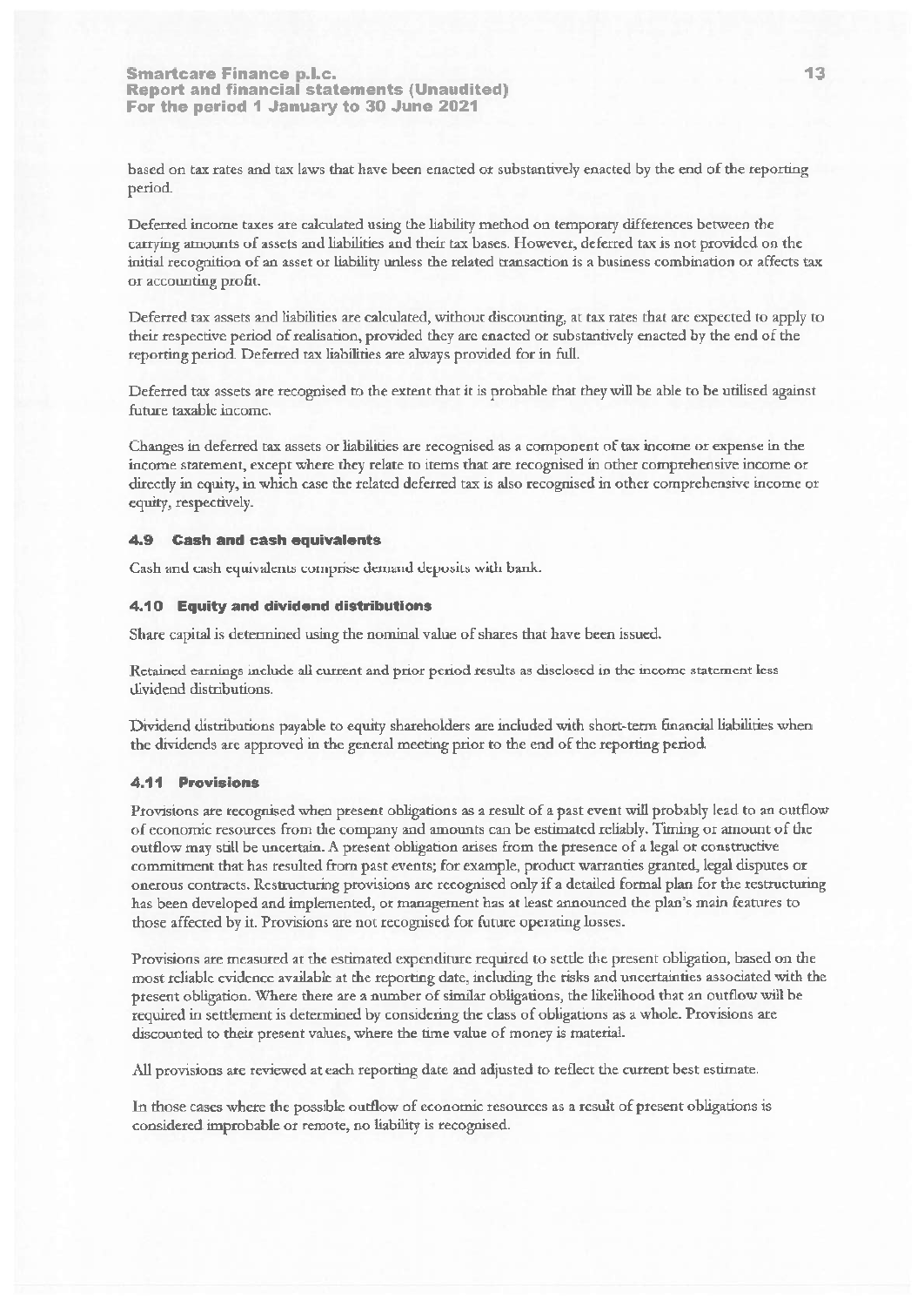based on tax rates and tax laws that have been enacted or substantively enacted by the end of the reporting period.

Deferred income taxes are calculated using the liability method on temporary differences between the carrying amounts of assets and liabilities and their tax bases. However, deferred tax is not provided on the initial recognition of an asset or liability unless the related transaction is a business combination or affects tax or accounting profit.

Deferred tax assets and liabilities are calculated, without discounting, at tax rates that are expected to apply to their respective period of realisation, provided they are enacted or substantively enacted by the end of the reporting period. Deferred tax liabilities are always provided for in full.

Deferred tax assets are recognised to the extent that it is probable that they will be able to be utilised against future taxable income.

Changes in deferred tax assets or liabilities are recognised as a component of tax income or expense in the income statement, except where they relate to items that are recognised in other comprehensive income or directly in equity, in which case the related deferred tax is also recognised in other comprehensive income or equity, respectively.

### 4.9 Cash and cash equivalents

Cash and cash equivalents comprise demand deposits with bank.

### 4.10 Equity and dividend distributions

Share capital is determined using the nominal value of shares that have been issued.

Retained earnings include all current and prior period results as disclosed in the income statement less dividend distributions.

Dividend distributions payable to equity shareholders are included with short-term financial liabilities when the dividends are approved in the general meeting prior to the end of the reporting period.

### 4.11 Provisions

Provisions are recognised when present obligations as a result of a past event will probably lead to an outflow of economic resources from the company and amounts can be estimated reliably. Timing or amount of the outflow may still be uncertain. A present obligation arises from the presence of a legal or constructive commitment that has resulted from past events; for example, product warranties granted, legal disputes or onerous contracts. Restructuring provisions are recognised only if a detailed formal plan for the restructuring has been developed and implemented, or management has at least announced the plan's main features to those affected by it. Provisions are not recognised for future operating losses.

Provisions are measured at the estimated expenditure required to settle the present obligation, based on the most reliable evidence available at the reporting date, including the risks and uncertainties associated with the present obligation. Where there are a number of similar obligations, the likelihood that an outflow will be required in settlement is determined by considering the class of obligations as a whole. Provisions are discounted to their present values, where the time value of money is material.

All provisions are reviewed at each reporting date and adjusted to reflect the current best estimate.

In those cases where the possible outflow of economic resources as a result of present obligations is considered improbable or remote, no liability is recognised.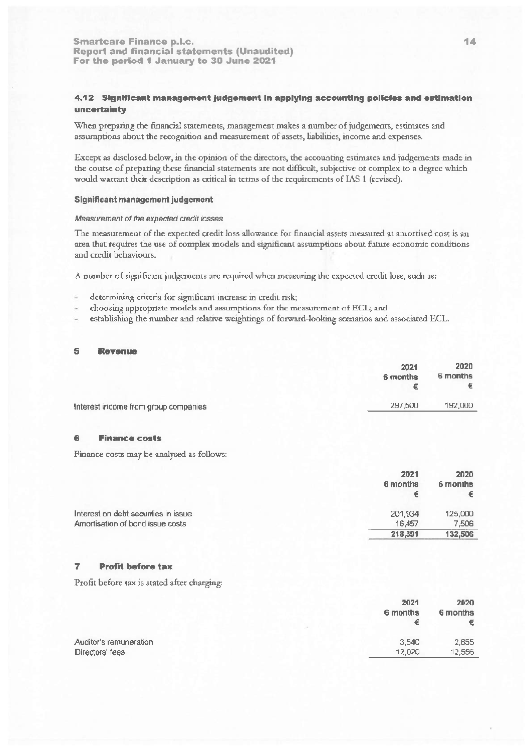### 4.12 Significant management judgement in applying accounting policies and estimation uncertainty

When preparing the financial statements, management makes a number of judgements, estimates and assumptions about the recognition and measurement of assets, liabilities, income and expenses.

Except as disclosed below, in the opinion of the directors, the accounting estimates and judgements made in the course of preparing these financial statements are not difficult, subjective or complex to a degree which would warrant their description as critical in terms of the requirements of IAS 1 (revised).

#### Significant management judgement

*Measurement of the expected credit losses*

The measurement of the expected credit loss allowance for financial assets measured at amortised cost is an area that requires the use of complex models and significant assumptions about future economic conditions and credit behaviours.

A number of significant judgements are required when measuring the expected credit loss, such as:

- determining criteria for significant increase in credit risk;
- choosing appropriate models and assumptions for the measurement of ECL; and
- establishing the number and relative weightings of forward-looking scenarios and associated ECL.

## 5 Revenue

| | 2021<br>6 months<br>€ | 2020<br>6 months<br>€ |
|---|---|---|
| Interest income from group companies | 297,500 | 192,000 |

## 6 Finance costs

Finance costs may be analysed as follows:

| | 2021<br>6 months<br>€ | 2020<br>6 months<br>€ |
|---|---|---|
| Interest on debt securities in issue | 201,934 | 125,000 |
| Amortisation of bond issue costs | 16,457 | 7,506 |
| | 218,391 | 132,506 |

## 7 Profit before tax

Profit before tax is stated after charging:

| | 2021<br>6 months<br>€ | 2020<br>6 months<br>€ |
|---|---|---|
| Auditor's remuneration | 3,540 | 2,655 |
| Directors' fees | 12,020 | 12,556 |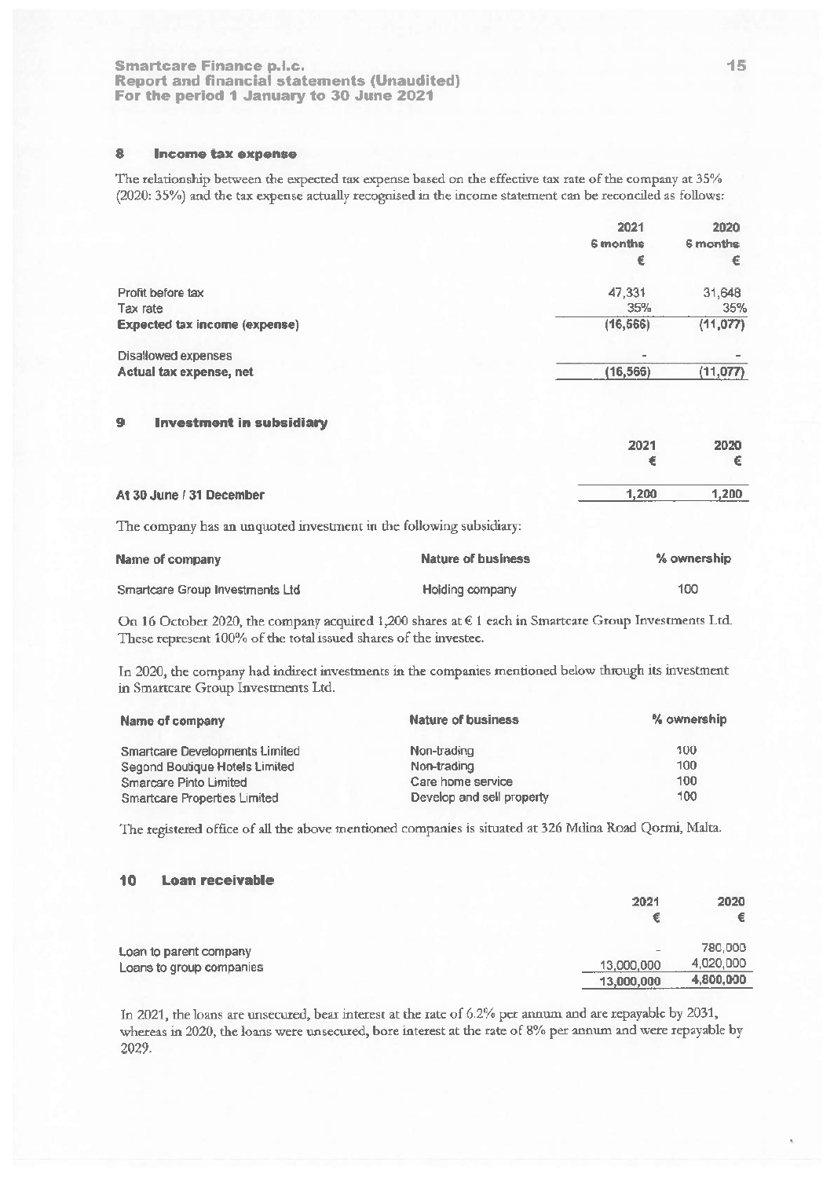## 8 Income tax expense

The relationship between the expected tax expense based on the effective tax rate of the company at 35% (2020: 35%) and the tax expense actually recognised in the income statement can be reconciled as follows:

| | 2021 6 months € | 2020 6 months € |
|---|---|---|
| Profit before tax | 47,331 | 31,648 |
| Tax rate | 35% | 35% |
| **Expected tax income (expense)** | (16,566) | (11,077) |
| Disallowed expenses | - | - |
| **Actual tax expense, net** | (16,566) | (11,077) |

## 9 Investment in subsidiary

| | 2021 € | 2020 € |
|---|---|---|
| **At 30 June / 31 December** | 1,200 | 1,200 |

The company has an unquoted investment in the following subsidiary:

| Name of company | Nature of business | % ownership |
|---|---|---|
| Smartcare Group Investments Ltd | Holding company | 100 |

On 16 October 2020, the company acquired 1,200 shares at € 1 each in Smartcare Group Investments Ltd. These represent 100% of the total issued shares of the investee.

In 2020, the company had indirect investments in the companies mentioned below through its investment in Smartcare Group Investments Ltd.

| Name of company | Nature of business | % ownership |
|---|---|---|
| Smartcare Developments Limited | Non-trading | 100 |
| Segond Boutique Hotels Limited | Non-trading | 100 |
| Smarcare Pinto Limited | Care home service | 100 |
| Smartcare Properties Limited | Develop and sell property | 100 |

The registered office of all the above mentioned companies is situated at 326 Mdina Road Qormi, Malta.

## 10 Loan receivable

| | 2021 € | 2020 € |
|---|---|---|
| Loan to parent company | - | 780,000 |
| Loans to group companies | 13,000,000 | 4,020,000 |
| | 13,000,000 | 4,800,000 |

In 2021, the loans are unsecured, bear interest at the rate of 6.2% per annum and are repayable by 2031, whereas in 2020, the loans were unsecured, bore interest at the rate of 8% per annum and were repayable by 2029.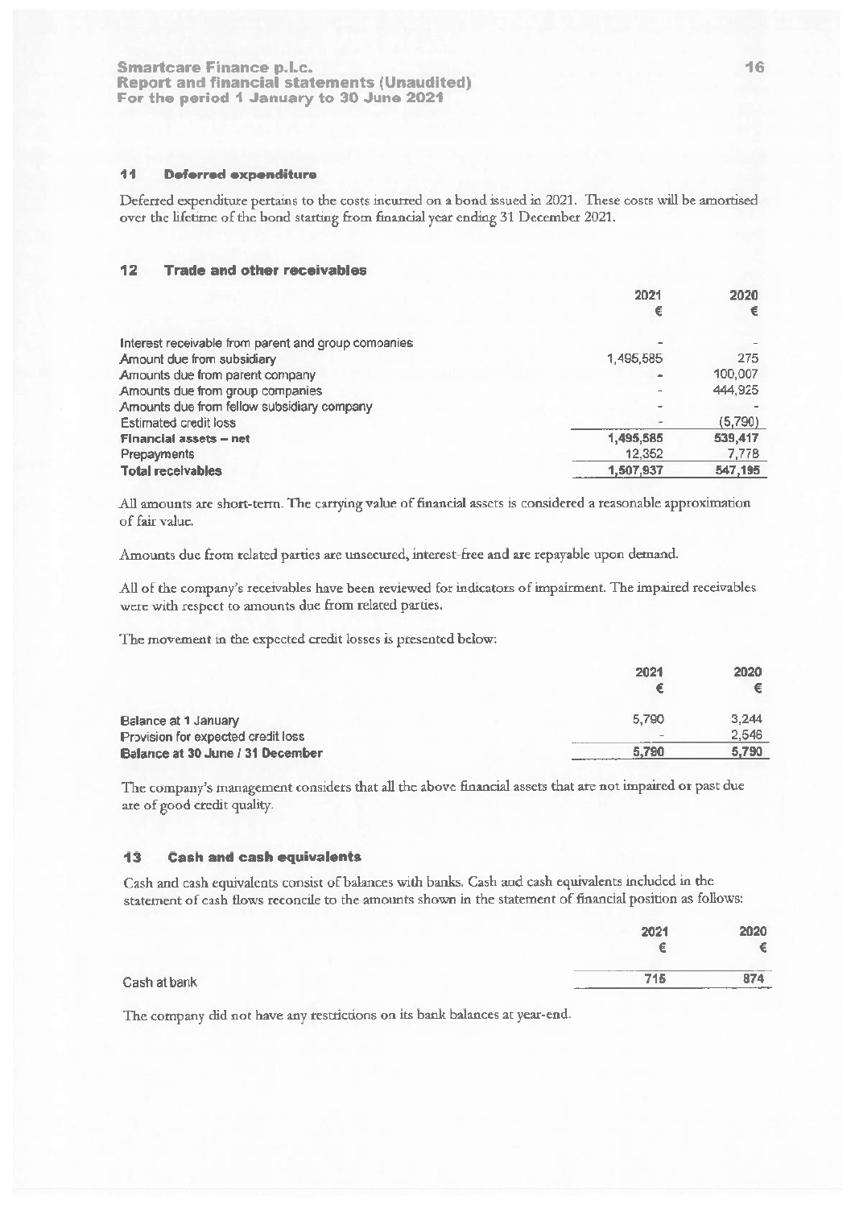## 11 Deferred expenditure

Deferred expenditure pertains to the costs incurred on a bond issued in 2021. These costs will be amortised over the lifetime of the bond starting from financial year ending 31 December 2021.

## 12 Trade and other receivables

| | 2021 | 2020 |
|---|---|---|
| | € | € |
| Interest receivable from parent and group comoanies | - | - |
| Amount due from subsidiary | 1,495,585 | 275 |
| Amounts due from parent company | - | 100,007 |
| Amounts due from group companies | - | 444,925 |
| Amounts due from fellow subsidiary company | - | - |
| Estimated credit loss | - | (5,790) |
| **Financial assets – net** | **1,495,585** | **539,417** |
| Prepayments | 12,352 | 7,778 |
| **Total receivables** | **1,507,937** | **547,195** |

All amounts are short-term. The carrying value of financial assets is considered a reasonable approximation of fair value.

Amounts due from related parties are unsecured, interest-free and are repayable upon demand.

All of the company's receivables have been reviewed for indicators of impairment. The impaired receivables were with respect to amounts due from related parties.

The movement in the expected credit losses is presented below:

| | 2021 | 2020 |
|---|---|---|
| | € | € |
| Balance at 1 January | 5,790 | 3,244 |
| Provision for expected credit loss | - | 2,546 |
| **Balance at 30 June / 31 December** | **5,790** | **5,790** |

The company's management considers that all the above financial assets that are not impaired or past due are of good credit quality.

## 13 Cash and cash equivalents

Cash and cash equivalents consist of balances with banks. Cash and cash equivalents included in the statement of cash flows reconcile to the amounts shown in the statement of financial position as follows:

| | 2021 | 2020 |
|---|---|---|
| | € | € |
| Cash at bank | 715 | 874 |

The company did not have any restrictions on its bank balances at year-end.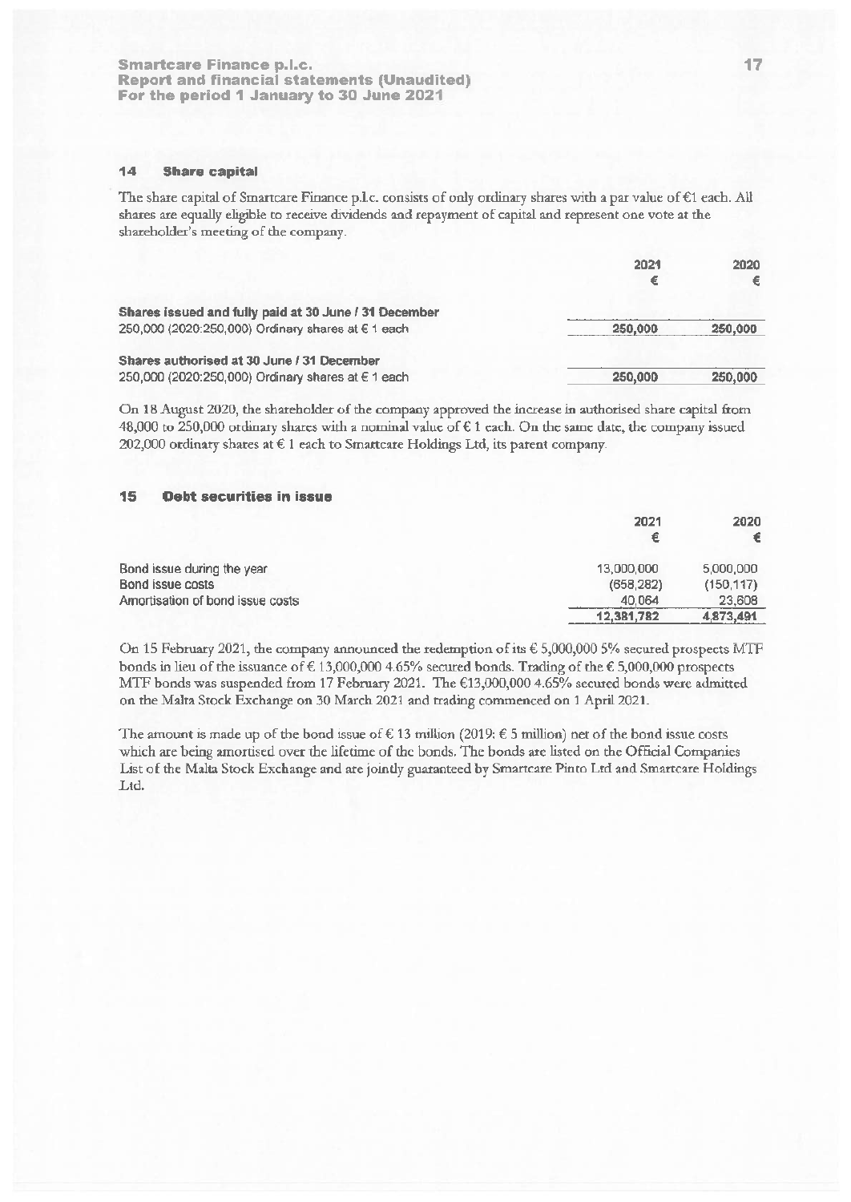## 14 Share capital

The share capital of Smartcare Finance p.l.c. consists of only ordinary shares with a par value of €1 each. All shares are equally eligible to receive dividends and repayment of capital and represent one vote at the shareholder's meeting of the company.

| | 2021 € | 2020 € |
|---|---|---|
| **Shares issued and fully paid at 30 June / 31 December** | | |
| 250,000 (2020:250,000) Ordinary shares at € 1 each | 250,000 | 250,000 |
| **Shares authorised at 30 June / 31 December** | | |
| 250,000 (2020:250,000) Ordinary shares at € 1 each | 250,000 | 250,000 |

On 18 August 2020, the shareholder of the company approved the increase in authorised share capital from 48,000 to 250,000 ordinary shares with a nominal value of € 1 each. On the same date, the company issued 202,000 ordinary shares at € 1 each to Smartcare Holdings Ltd, its parent company.

## 15 Debt securities in issue

| | 2021 € | 2020 € |
|---|---|---|
| Bond issue during the year | 13,000,000 | 5,000,000 |
| Bond issue costs | (658,282) | (150,117) |
| Amortisation of bond issue costs | 40,064 | 23,608 |
| | 12,381,782 | 4,873,491 |

On 15 February 2021, the company announced the redemption of its € 5,000,000 5% secured prospects MTF bonds in lieu of the issuance of € 13,000,000 4.65% secured bonds. Trading of the € 5,000,000 prospects MTF bonds was suspended from 17 February 2021. The €13,000,000 4.65% secured bonds were admitted on the Malta Stock Exchange on 30 March 2021 and trading commenced on 1 April 2021.

The amount is made up of the bond issue of € 13 million (2019: € 5 million) net of the bond issue costs which are being amortised over the lifetime of the bonds. The bonds are listed on the Official Companies List of the Malta Stock Exchange and are jointly guaranteed by Smartcare Pinto Ltd and Smartcare Holdings Ltd.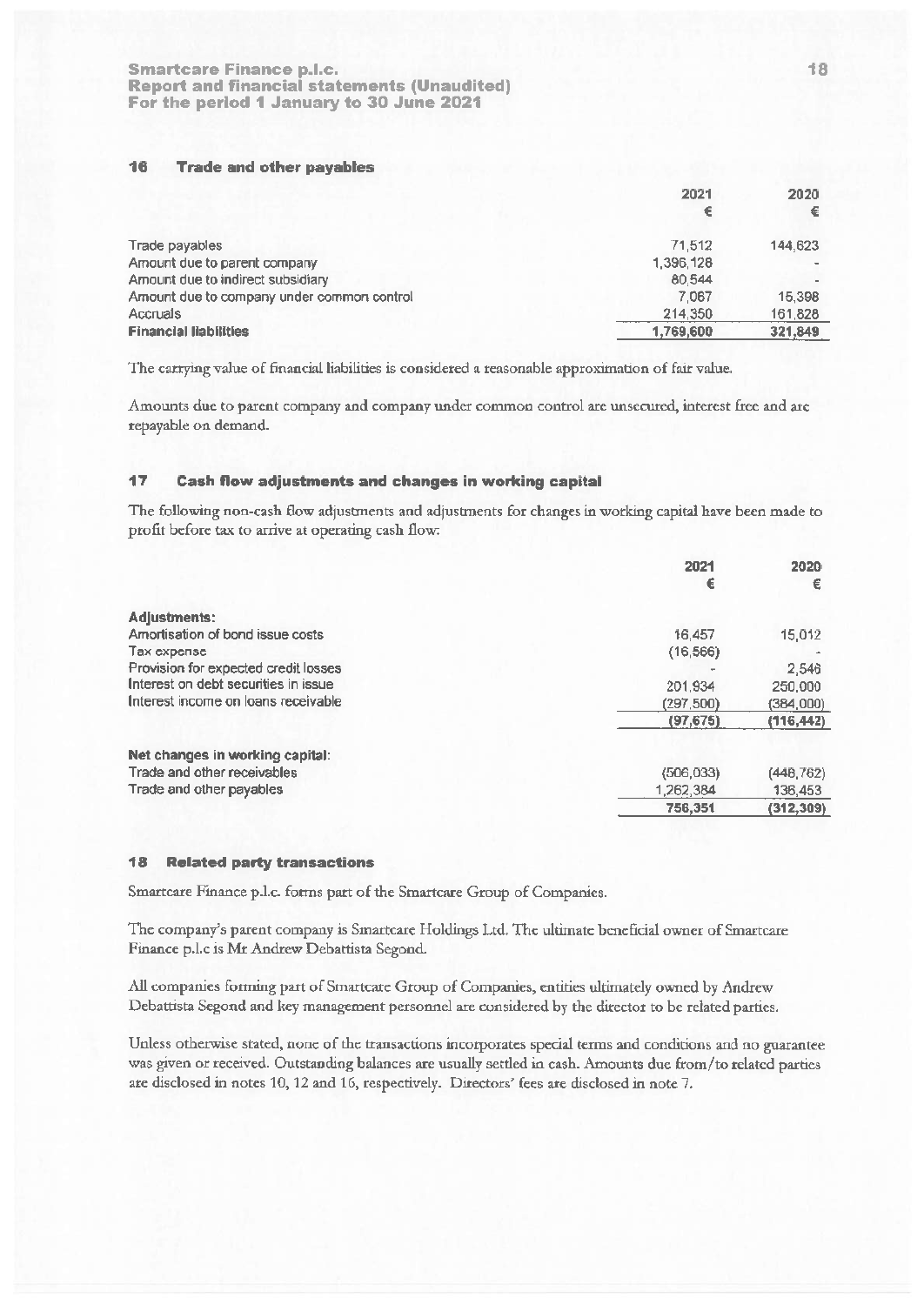## 16 Trade and other payables

| | 2021 | 2020 |
|---|---|---|
| | € | € |
| Trade payables | 71,512 | 144,623 |
| Amount due to parent company | 1,396,128 | - |
| Amount due to indirect subsidiary | 80,544 | - |
| Amount due to company under common control | 7,067 | 15,398 |
| Accruals | 214,350 | 161,828 |
| **Financial liabilities** | **1,769,600** | **321,849** |

The carrying value of financial liabilities is considered a reasonable approximation of fair value.

Amounts due to parent company and company under common control are unsecured, interest free and are repayable on demand.

## 17 Cash flow adjustments and changes in working capital

The following non-cash flow adjustments and adjustments for changes in working capital have been made to profit before tax to arrive at operating cash flow:

| | 2021 | 2020 |
|---|---|---|
| | € | € |
| **Adjustments:** | | |
| Amortisation of bond issue costs | 16,457 | 15,012 |
| Tax expense | (16,566) | - |
| Provision for expected credit losses | - | 2,546 |
| Interest on debt securities in issue | 201,934 | 250,000 |
| Interest income on loans receivable | (297,500) | (384,000) |
| | (97,675) | (116,442) |
| **Net changes in working capital:** | | |
| Trade and other receivables | (506,033) | (448,762) |
| Trade and other payables | 1,262,384 | 136,453 |
| | 756,351 | (312,309) |

## 18 Related party transactions

Smartcare Finance p.l.c. forms part of the Smartcare Group of Companies.

The company's parent company is Smartcare Holdings Ltd. The ultimate beneficial owner of Smartcare Finance p.l.c is Mr Andrew Debattista Segond.

All companies forming part of Smartcare Group of Companies, entities ultimately owned by Andrew Debattista Segond and key management personnel are considered by the director to be related parties.

Unless otherwise stated, none of the transactions incorporates special terms and conditions and no guarantee was given or received. Outstanding balances are usually settled in cash. Amounts due from/to related parties are disclosed in notes 10, 12 and 16, respectively. Directors' fees are disclosed in note 7.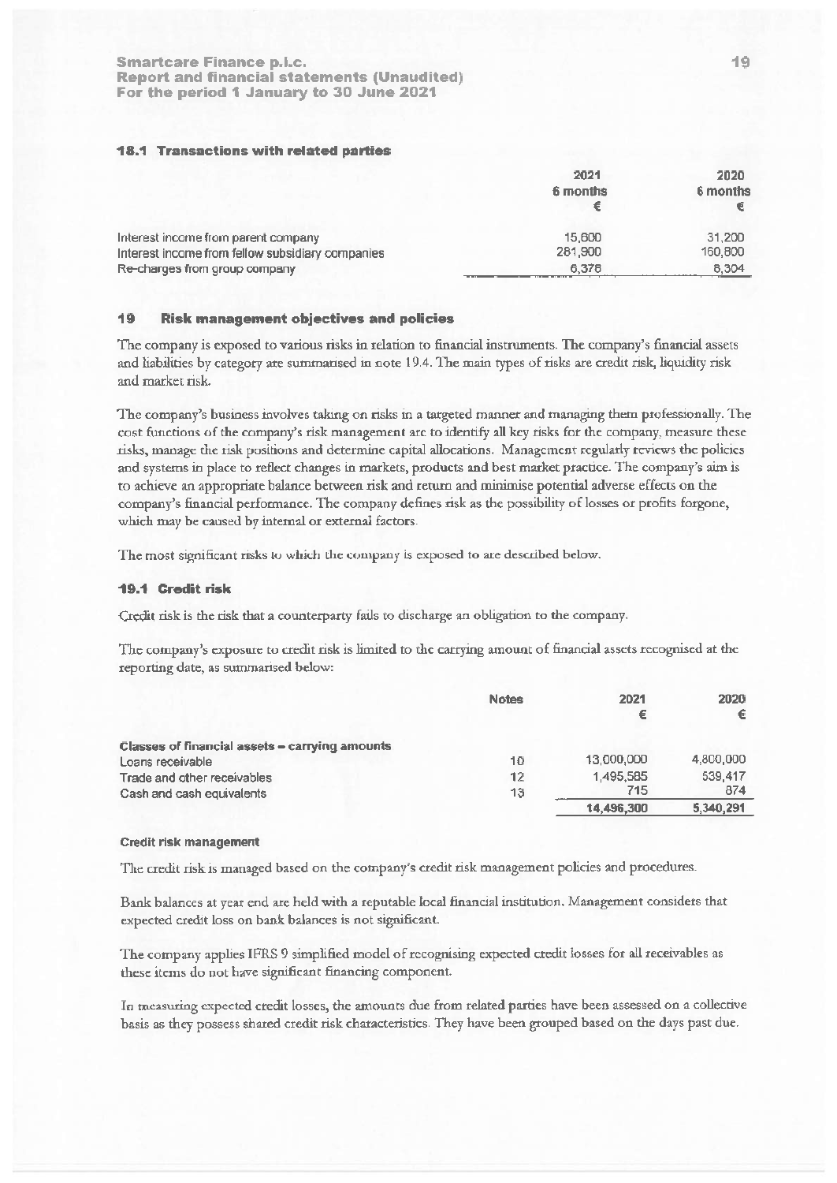### 18.1 Transactions with related parties

| | 2021 6 months € | 2020 6 months € |
|---|---|---|
| Interest income from parent company | 15,600 | 31,200 |
| Interest income from fellow subsidiary companies | 281,900 | 160,800 |
| Re-charges from group company | 6,378 | 8,304 |

## 19 Risk management objectives and policies

The company is exposed to various risks in relation to financial instruments. The company's financial assets and liabilities by category are summarised in note 19.4. The main types of risks are credit risk, liquidity risk and market risk.

The company's business involves taking on risks in a targeted manner and managing them professionally. The cost functions of the company's risk management are to identify all key risks for the company, measure these risks, manage the risk positions and determine capital allocations. Management regularly reviews the policies and systems in place to reflect changes in markets, products and best market practice. The company's aim is to achieve an appropriate balance between risk and return and minimise potential adverse effects on the company's financial performance. The company defines risk as the possibility of losses or profits forgone, which may be caused by internal or external factors.

The most significant risks to which the company is exposed to are described below.

### 19.1 Credit risk

Credit risk is the risk that a counterparty fails to discharge an obligation to the company.

The company's exposure to credit risk is limited to the carrying amount of financial assets recognised at the reporting date, as summarised below:

| | Notes | 2021 € | 2020 € |
|---|---|---|---|
| **Classes of financial assets – carrying amounts** | | | |
| Loans receivable | 10 | 13,000,000 | 4,800,000 |
| Trade and other receivables | 12 | 1,495,585 | 539,417 |
| Cash and cash equivalents | 13 | 715 | 874 |
| | | **14,496,300** | **5,340,291** |

#### Credit risk management

The credit risk is managed based on the company's credit risk management policies and procedures.

Bank balances at year end are held with a reputable local financial institution. Management considers that expected credit loss on bank balances is not significant.

The company applies IFRS 9 simplified model of recognising expected credit losses for all receivables as these items do not have significant financing component.

In measuring expected credit losses, the amounts due from related parties have been assessed on a collective basis as they possess shared credit risk characteristics. They have been grouped based on the days past due.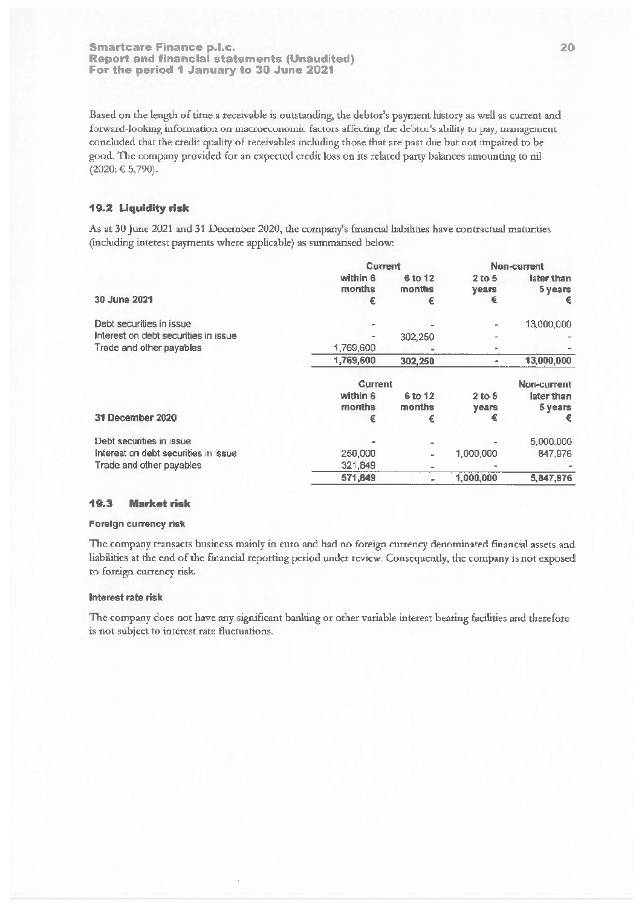Based on the length of time a receivable is outstanding, the debtor's payment history as well as current and forward-looking information on macroeconomic factors affecting the debtor's ability to pay, management concluded that the credit quality of receivables including those that are past due but not impaired to be good. The company provided for an expected credit loss on its related party balances amounting to nil (2020: € 5,790).

### 19.2 Liquidity risk

As at 30 June 2021 and 31 December 2020, the company's financial liabilities have contractual maturities (including interest payments where applicable) as summarised below:

| | Current | | Non-current | |
|---|---|---|---|---|
| **30 June 2021** | within 6 months € | 6 to 12 months € | 2 to 5 years € | later than 5 years € |
| Debt securities in issue | - | - | - | 13,000,000 |
| Interest on debt securities in issue | - | 302,250 | - | - |
| Trade and other payables | 1,769,600 | - | - | - |
| | 1,769,600 | 302,250 | - | 13,000,000 |

| | Current | | | Non-current |
|---|---|---|---|---|
| **31 December 2020** | within 6 months € | 6 to 12 months € | 2 to 5 years € | later than 5 years € |
| Debt securities in issue | - | - | - | 5,000,000 |
| Interest on debt securities in issue | 250,000 | - | 1,000,000 | 847,976 |
| Trade and other payables | 321,849 | - | - | - |
| | 571,849 | - | 1,000,000 | 5,847,976 |

### 19.3 Market risk

#### Foreign currency risk

The company transacts business mainly in euro and had no foreign currency denominated financial assets and liabilities at the end of the financial reporting period under review. Consequently, the company is not exposed to foreign currency risk.

#### Interest rate risk

The company does not have any significant banking or other variable interest-bearing facilities and therefore is not subject to interest rate fluctuations.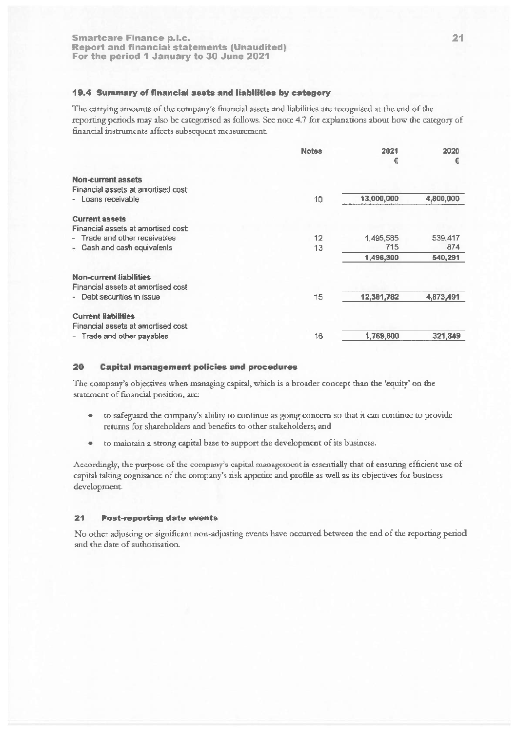### 19.4 Summary of financial assts and liabilities by category

The carrying amounts of the company's financial assets and liabilities are recognised at the end of the reporting periods may also be categorised as follows. See note 4.7 for explanations about how the category of financial instruments affects subsequent measurement.

| | Notes | 2021<br>€ | 2020<br>€ |
|---|---|---|---|
| **Non-current assets** | | | |
| Financial assets at amortised cost: | | | |
| - Loans receivable | 10 | 13,000,000 | 4,800,000 |
| **Current assets** | | | |
| Financial assets at amortised cost: | | | |
| - Trade and other receivables | 12 | 1,495,585 | 539,417 |
| - Cash and cash equivalents | 13 | 715 | 874 |
| | | 1,496,300 | 540,291 |
| **Non-current liabilities** | | | |
| Financial assets at amortised cost: | | | |
| - Debt securities in issue | 15 | 12,381,782 | 4,873,491 |
| **Current liabilities** | | | |
| Financial assets at amortised cost: | | | |
| - Trade and other payables | 16 | 1,769,600 | 321,849 |

## 20 Capital management policies and procedures

The company's objectives when managing capital, which is a broader concept than the 'equity' on the statement of financial position, are:

- to safeguard the company's ability to continue as going concern so that it can continue to provide returns for shareholders and benefits to other stakeholders; and
- to maintain a strong capital base to support the development of its business.

Accordingly, the purpose of the company's capital management is essentially that of ensuring efficient use of capital taking cognisance of the company's risk appetite and profile as well as its objectives for business development.

## 21 Post-reporting date events

No other adjusting or significant non-adjusting events have occurred between the end of the reporting period and the date of authorisation.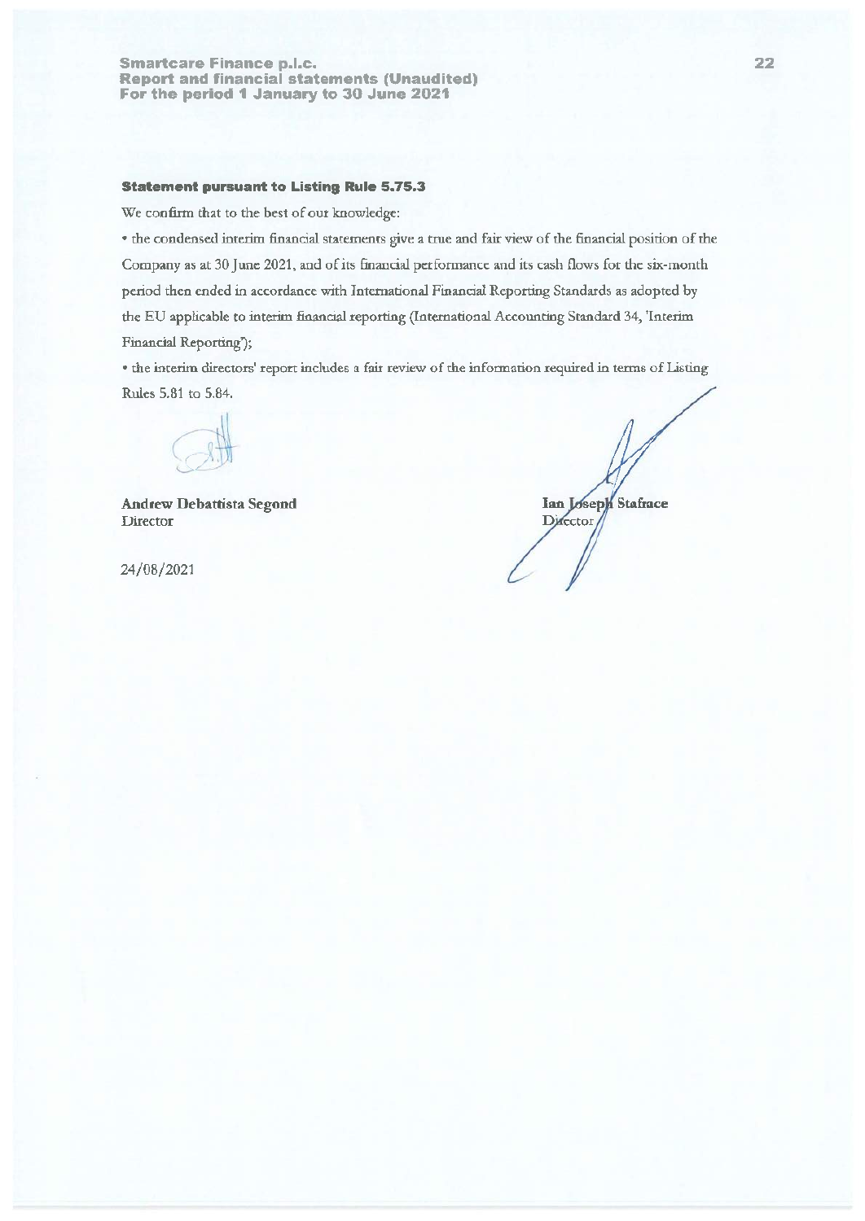### Statement pursuant to Listing Rule 5.75.3

We confirm that to the best of our knowledge:

• the condensed interim financial statements give a true and fair view of the financial position of the Company as at 30 June 2021, and of its financial performance and its cash flows for the six-month period then ended in accordance with International Financial Reporting Standards as adopted by the EU applicable to interim financial reporting (International Accounting Standard 34, 'Interim Financial Reporting');

• the interim directors' report includes a fair review of the information required in terms of Listing Rules 5.81 to 5.84.

**Andrew Debattista Segond**
Director

**Ian Joseph Stafrace**
Director

24/08/2021